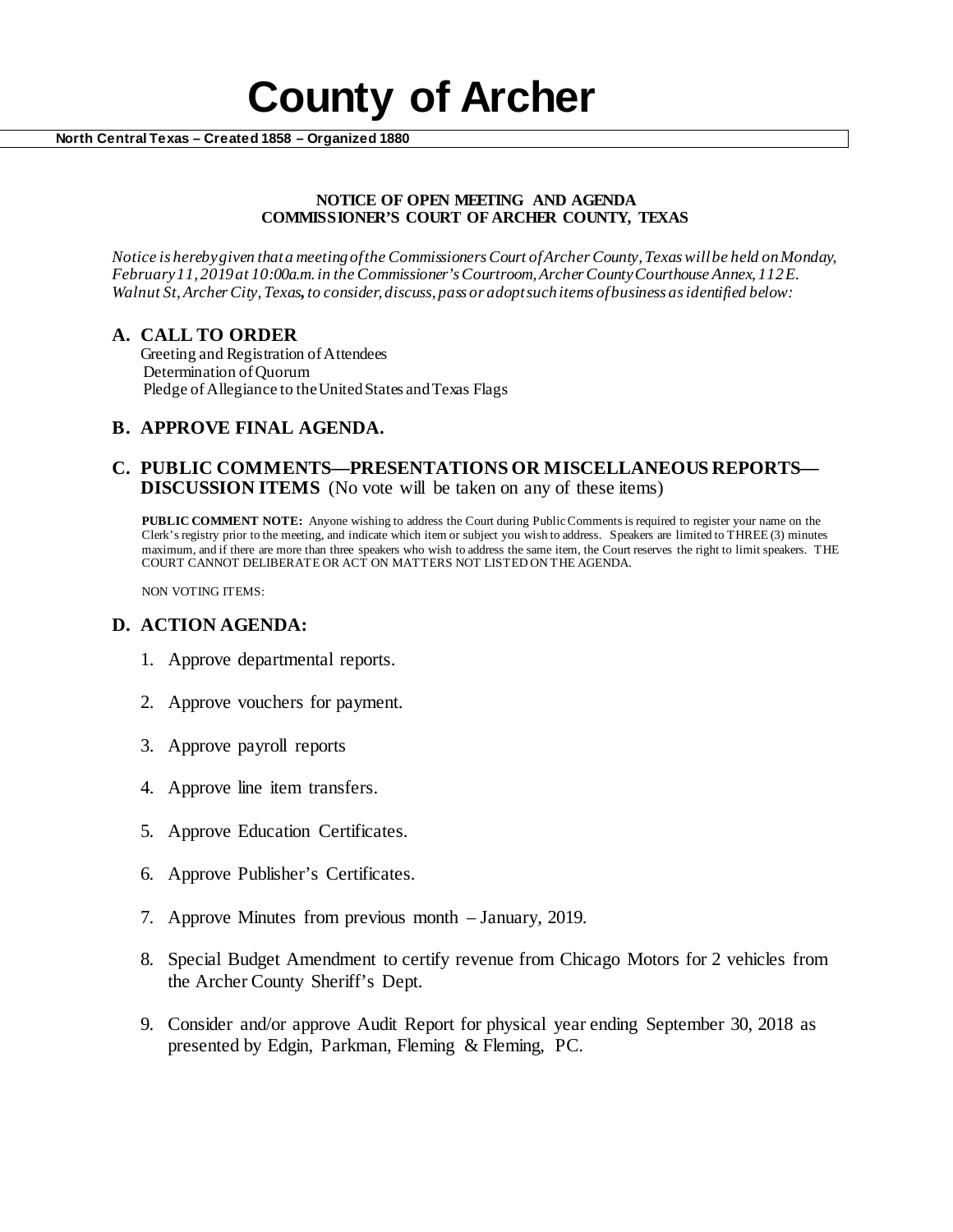# County of Archer

**North Central Texas – Created 1858 – Organized 1880**

**NOTICE OF OPEN MEETING AND AGENDA**
**COMMISSIONER'S COURT OF ARCHER COUNTY, TEXAS**

*Notice is hereby given that a meeting of the Commissioners Court of Archer County, Texas will be held on Monday, February 11, 2019 at 10:00a.m. in the Commissioner's Courtroom, Archer County Courthouse Annex, 112 E. Walnut St, Archer City, Texas, to consider, discuss, pass or adopt such items of business as identified below:*

## A. CALL TO ORDER

Greeting and Registration of Attendees
Determination of Quorum
Pledge of Allegiance to the United States and Texas Flags

## B. APPROVE FINAL AGENDA.

## C. PUBLIC COMMENTS—PRESENTATIONS OR MISCELLANEOUS REPORTS—DISCUSSION ITEMS (No vote will be taken on any of these items)

**PUBLIC COMMENT NOTE:** Anyone wishing to address the Court during Public Comments is required to register your name on the Clerk's registry prior to the meeting, and indicate which item or subject you wish to address. Speakers are limited to THREE (3) minutes maximum, and if there are more than three speakers who wish to address the same item, the Court reserves the right to limit speakers. THE COURT CANNOT DELIBERATE OR ACT ON MATTERS NOT LISTED ON THE AGENDA.

NON VOTING ITEMS:

## D. ACTION AGENDA:

1. Approve departmental reports.
2. Approve vouchers for payment.
3. Approve payroll reports
4. Approve line item transfers.
5. Approve Education Certificates.
6. Approve Publisher's Certificates.
7. Approve Minutes from previous month – January, 2019.
8. Special Budget Amendment to certify revenue from Chicago Motors for 2 vehicles from the Archer County Sheriff's Dept.
9. Consider and/or approve Audit Report for physical year ending September 30, 2018 as presented by Edgin, Parkman, Fleming & Fleming, PC.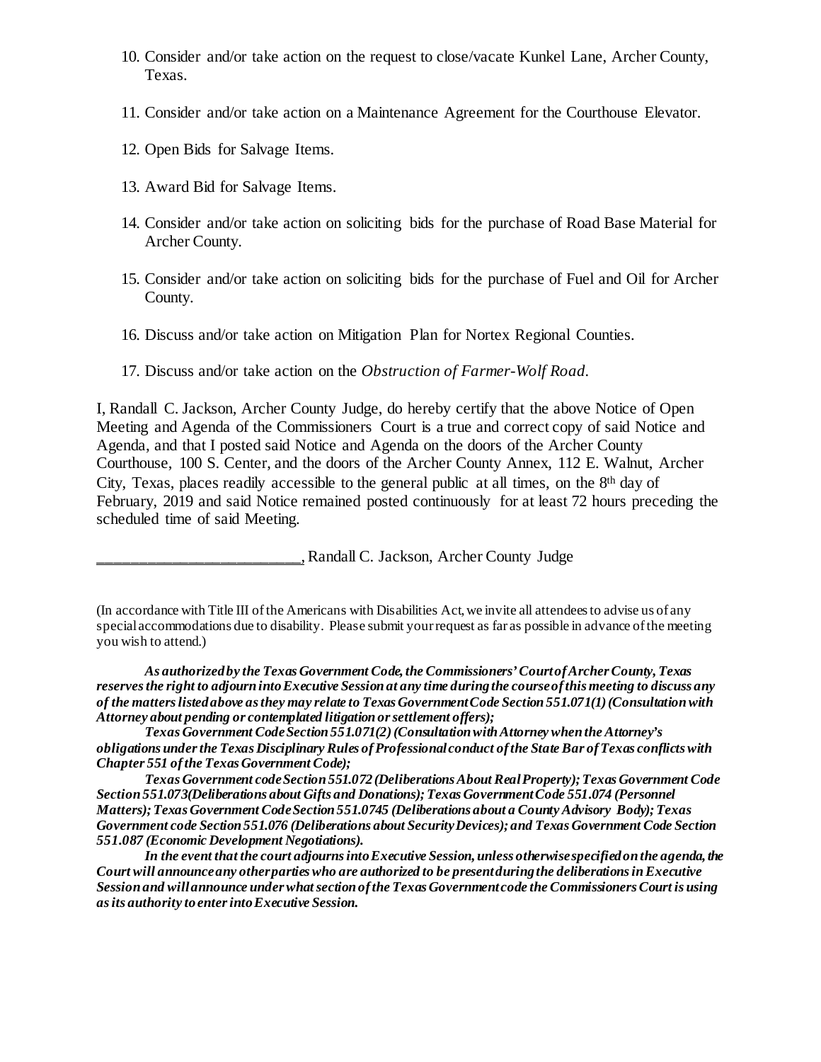10. Consider and/or take action on the request to close/vacate Kunkel Lane, Archer County, Texas.

11. Consider and/or take action on a Maintenance Agreement for the Courthouse Elevator.

12. Open Bids for Salvage Items.

13. Award Bid for Salvage Items.

14. Consider and/or take action on soliciting bids for the purchase of Road Base Material for Archer County.

15. Consider and/or take action on soliciting bids for the purchase of Fuel and Oil for Archer County.

16. Discuss and/or take action on Mitigation Plan for Nortex Regional Counties.

17. Discuss and/or take action on the *Obstruction of Farmer-Wolf Road.*

I, Randall C. Jackson, Archer County Judge, do hereby certify that the above Notice of Open Meeting and Agenda of the Commissioners Court is a true and correct copy of said Notice and Agenda, and that I posted said Notice and Agenda on the doors of the Archer County Courthouse, 100 S. Center, and the doors of the Archer County Annex, 112 E. Walnut, Archer City, Texas, places readily accessible to the general public at all times, on the 8th day of February, 2019 and said Notice remained posted continuously for at least 72 hours preceding the scheduled time of said Meeting.

_________________________, Randall C. Jackson, Archer County Judge

(In accordance with Title III of the Americans with Disabilities Act, we invite all attendees to advise us of any special accommodations due to disability. Please submit your request as far as possible in advance of the meeting you wish to attend.)

***As authorized by the Texas Government Code, the Commissioners' Court of Archer County, Texas reserves the right to adjourn into Executive Session at any time during the course of this meeting to discuss any of the matters listed above as they may relate to Texas Government Code Section 551.071(1) (Consultation with Attorney about pending or contemplated litigation or settlement offers);***

***Texas Government Code Section 551.071(2) (Consultation with Attorney when the Attorney's obligations under the Texas Disciplinary Rules of Professional conduct of the State Bar of Texas conflicts with Chapter 551 of the Texas Government Code);***

***Texas Government code Section 551.072 (Deliberations About Real Property); Texas Government Code Section 551.073(Deliberations about Gifts and Donations); Texas Government Code 551.074 (Personnel Matters); Texas Government Code Section 551.0745 (Deliberations about a County Advisory Body); Texas Government code Section 551.076 (Deliberations about Security Devices); and Texas Government Code Section 551.087 (Economic Development Negotiations).***

***In the event that the court adjourns into Executive Session, unless otherwise specified on the agenda, the Court will announce any other parties who are authorized to be present during the deliberations in Executive Session and will announce under what section of the Texas Government code the Commissioners Court is using as its authority to enter into Executive Session.***